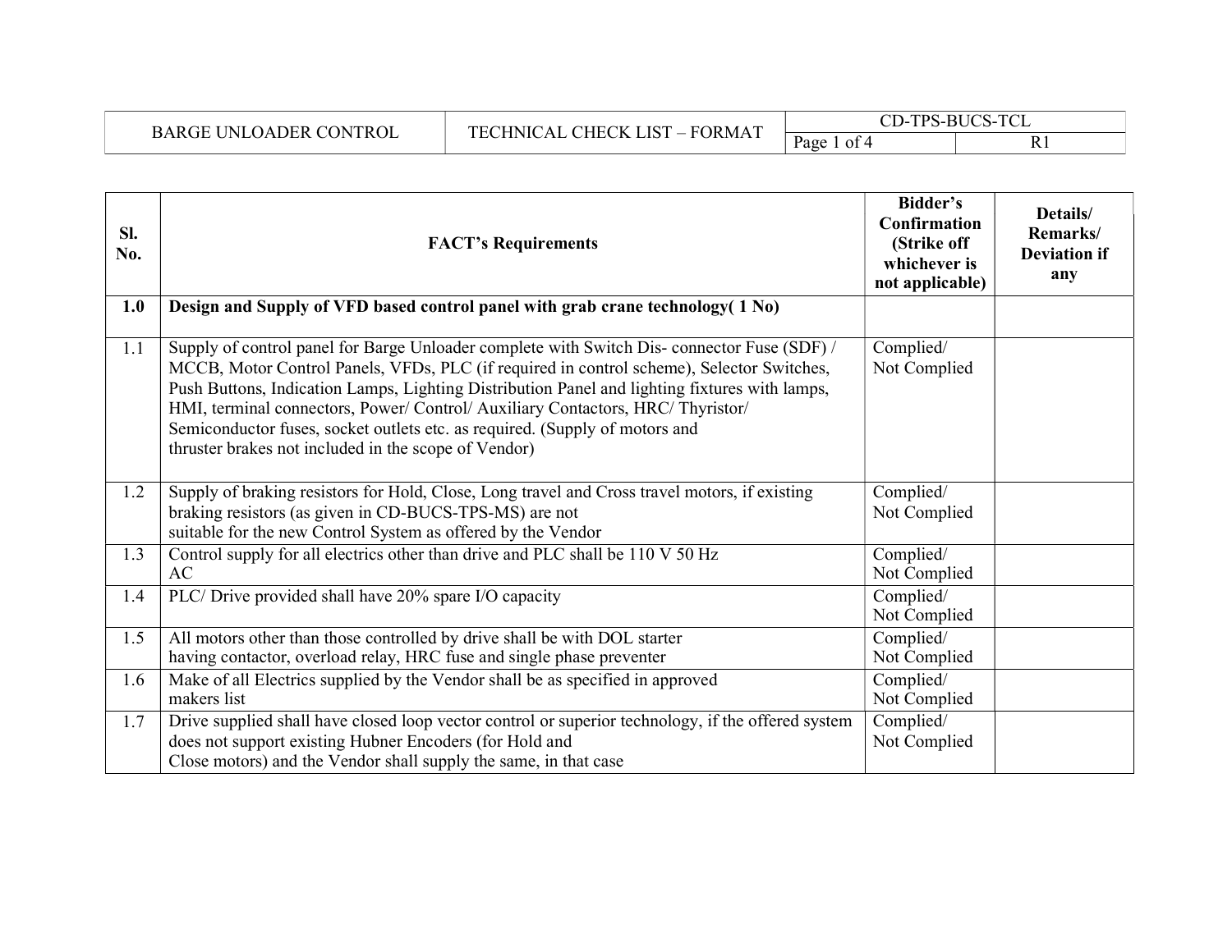| Sl. No. | FACT's Requirements | Bidder's Confirmation (Strike off whichever is not applicable) | Details/ Remarks/ Deviation if any |
|---|---|---|---|
| **1.0** | **Design and Supply of VFD based control panel with grab crane technology( 1 No)** | | |
| 1.1 | Supply of control panel for Barge Unloader complete with Switch Dis- connector Fuse (SDF) / MCCB, Motor Control Panels, VFDs, PLC (if required in control scheme), Selector Switches, Push Buttons, Indication Lamps, Lighting Distribution Panel and lighting fixtures with lamps, HMI, terminal connectors, Power/ Control/ Auxiliary Contactors, HRC/ Thyristor/ Semiconductor fuses, socket outlets etc. as required. (Supply of motors and thruster brakes not included in the scope of Vendor) | Complied/ Not Complied | |
| 1.2 | Supply of braking resistors for Hold, Close, Long travel and Cross travel motors, if existing braking resistors (as given in CD-BUCS-TPS-MS) are not suitable for the new Control System as offered by the Vendor | Complied/ Not Complied | |
| 1.3 | Control supply for all electrics other than drive and PLC shall be 110 V 50 Hz AC | Complied/ Not Complied | |
| 1.4 | PLC/ Drive provided shall have 20% spare I/O capacity | Complied/ Not Complied | |
| 1.5 | All motors other than those controlled by drive shall be with DOL starter having contactor, overload relay, HRC fuse and single phase preventer | Complied/ Not Complied | |
| 1.6 | Make of all Electrics supplied by the Vendor shall be as specified in approved makers list | Complied/ Not Complied | |
| 1.7 | Drive supplied shall have closed loop vector control or superior technology, if the offered system does not support existing Hubner Encoders (for Hold and Close motors) and the Vendor shall supply the same, in that case | Complied/ Not Complied | |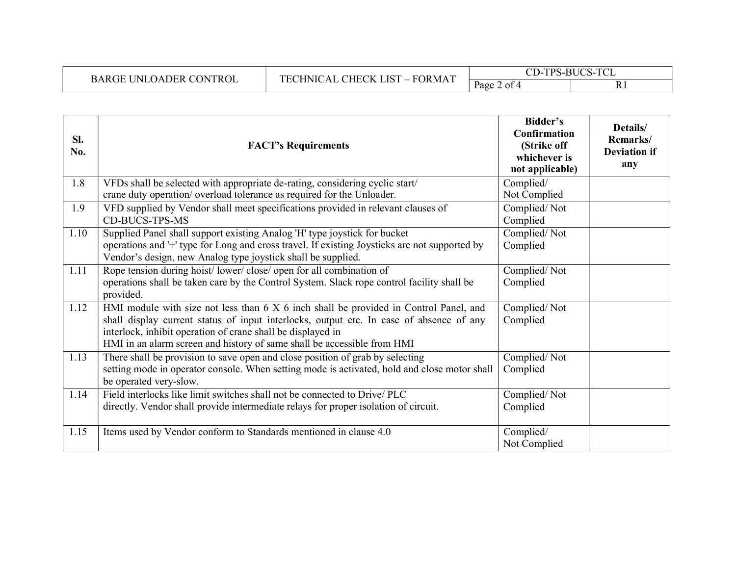| Sl. No. | FACT's Requirements | Bidder's Confirmation (Strike off whichever is not applicable) | Details/ Remarks/ Deviation if any |
|---|---|---|---|
| 1.8 | VFDs shall be selected with appropriate de-rating, considering cyclic start/ crane duty operation/ overload tolerance as required for the Unloader. | Complied/ Not Complied | |
| 1.9 | VFD supplied by Vendor shall meet specifications provided in relevant clauses of CD-BUCS-TPS-MS | Complied/ Not Complied | |
| 1.10 | Supplied Panel shall support existing Analog 'H' type joystick for bucket operations and '+' type for Long and cross travel. If existing Joysticks are not supported by Vendor's design, new Analog type joystick shall be supplied. | Complied/ Not Complied | |
| 1.11 | Rope tension during hoist/ lower/ close/ open for all combination of operations shall be taken care by the Control System. Slack rope control facility shall be provided. | Complied/ Not Complied | |
| 1.12 | HMI module with size not less than 6 X 6 inch shall be provided in Control Panel, and shall display current status of input interlocks, output etc. In case of absence of any interlock, inhibit operation of crane shall be displayed in HMI in an alarm screen and history of same shall be accessible from HMI | Complied/ Not Complied | |
| 1.13 | There shall be provision to save open and close position of grab by selecting setting mode in operator console. When setting mode is activated, hold and close motor shall be operated very-slow. | Complied/ Not Complied | |
| 1.14 | Field interlocks like limit switches shall not be connected to Drive/ PLC directly. Vendor shall provide intermediate relays for proper isolation of circuit. | Complied/ Not Complied | |
| 1.15 | Items used by Vendor conform to Standards mentioned in clause 4.0 | Complied/ Not Complied | |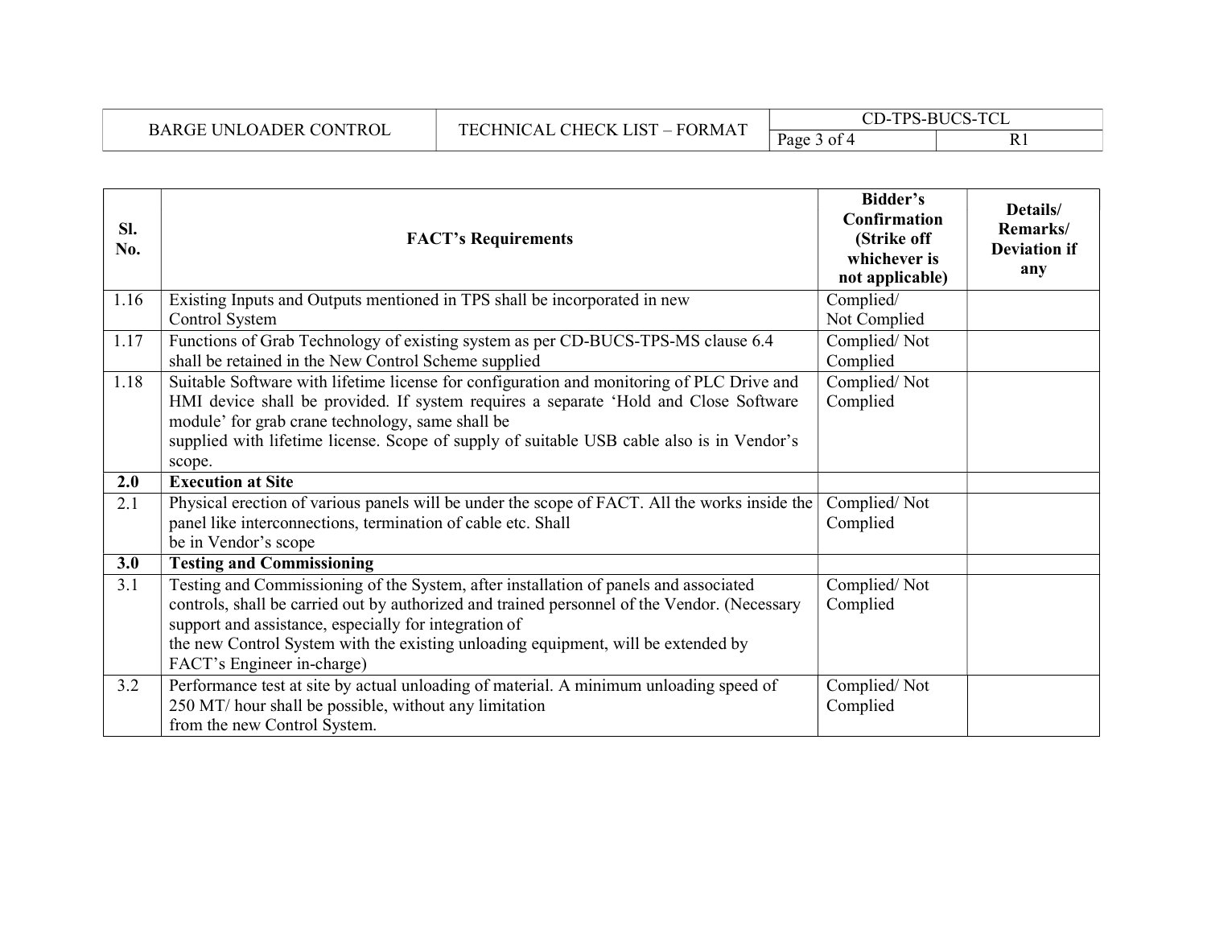| Sl. No. | FACT's Requirements | Bidder's Confirmation (Strike off whichever is not applicable) | Details/ Remarks/ Deviation if any |
|---|---|---|---|
| 1.16 | Existing Inputs and Outputs mentioned in TPS shall be incorporated in new Control System | Complied/ Not Complied | |
| 1.17 | Functions of Grab Technology of existing system as per CD-BUCS-TPS-MS clause 6.4 shall be retained in the New Control Scheme supplied | Complied/ Not Complied | |
| 1.18 | Suitable Software with lifetime license for configuration and monitoring of PLC Drive and HMI device shall be provided. If system requires a separate 'Hold and Close Software module' for grab crane technology, same shall be supplied with lifetime license. Scope of supply of suitable USB cable also is in Vendor's scope. | Complied/ Not Complied | |
| **2.0** | **Execution at Site** | | |
| 2.1 | Physical erection of various panels will be under the scope of FACT. All the works inside the panel like interconnections, termination of cable etc. Shall be in Vendor's scope | Complied/ Not Complied | |
| **3.0** | **Testing and Commissioning** | | |
| 3.1 | Testing and Commissioning of the System, after installation of panels and associated controls, shall be carried out by authorized and trained personnel of the Vendor. (Necessary support and assistance, especially for integration of the new Control System with the existing unloading equipment, will be extended by FACT's Engineer in-charge) | Complied/ Not Complied | |
| 3.2 | Performance test at site by actual unloading of material. A minimum unloading speed of 250 MT/ hour shall be possible, without any limitation from the new Control System. | Complied/ Not Complied | |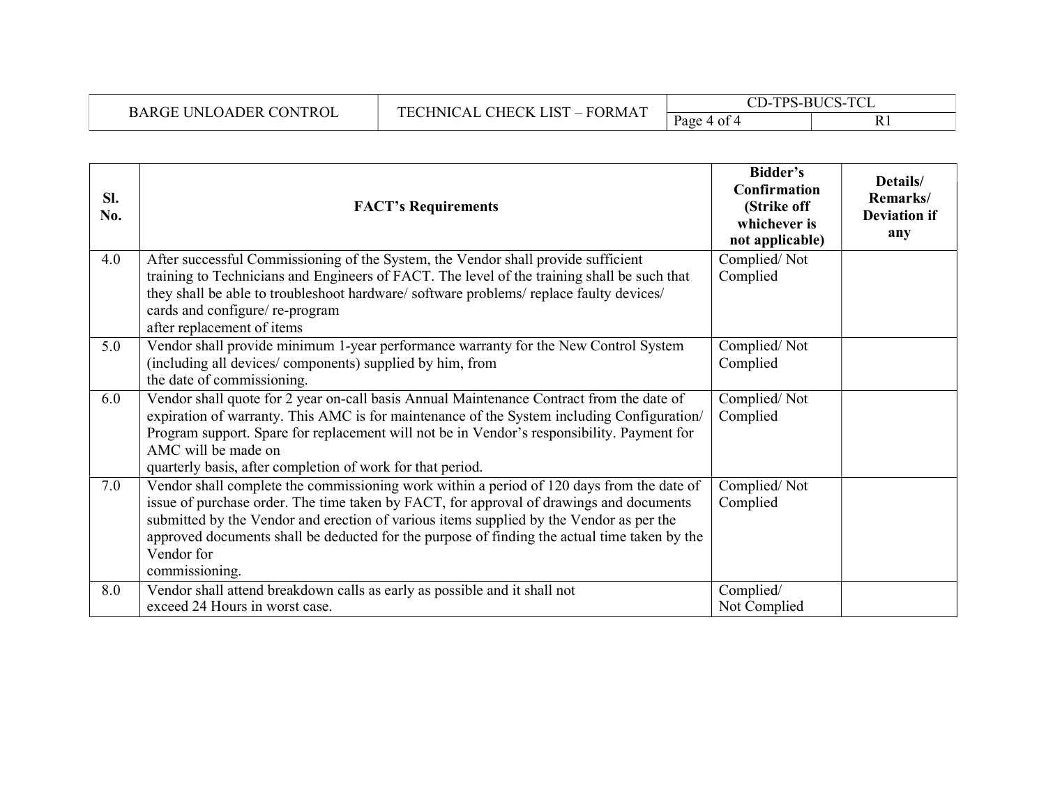| Sl. No. | FACT's Requirements | Bidder's Confirmation (Strike off whichever is not applicable) | Details/ Remarks/ Deviation if any |
|---|---|---|---|
| 4.0 | After successful Commissioning of the System, the Vendor shall provide sufficient training to Technicians and Engineers of FACT. The level of the training shall be such that they shall be able to troubleshoot hardware/ software problems/ replace faulty devices/ cards and configure/ re-program after replacement of items | Complied/ Not Complied | |
| 5.0 | Vendor shall provide minimum 1-year performance warranty for the New Control System (including all devices/ components) supplied by him, from the date of commissioning. | Complied/ Not Complied | |
| 6.0 | Vendor shall quote for 2 year on-call basis Annual Maintenance Contract from the date of expiration of warranty. This AMC is for maintenance of the System including Configuration/ Program support. Spare for replacement will not be in Vendor's responsibility. Payment for AMC will be made on quarterly basis, after completion of work for that period. | Complied/ Not Complied | |
| 7.0 | Vendor shall complete the commissioning work within a period of 120 days from the date of issue of purchase order. The time taken by FACT, for approval of drawings and documents submitted by the Vendor and erection of various items supplied by the Vendor as per the approved documents shall be deducted for the purpose of finding the actual time taken by the Vendor for commissioning. | Complied/ Not Complied | |
| 8.0 | Vendor shall attend breakdown calls as early as possible and it shall not exceed 24 Hours in worst case. | Complied/ Not Complied | |